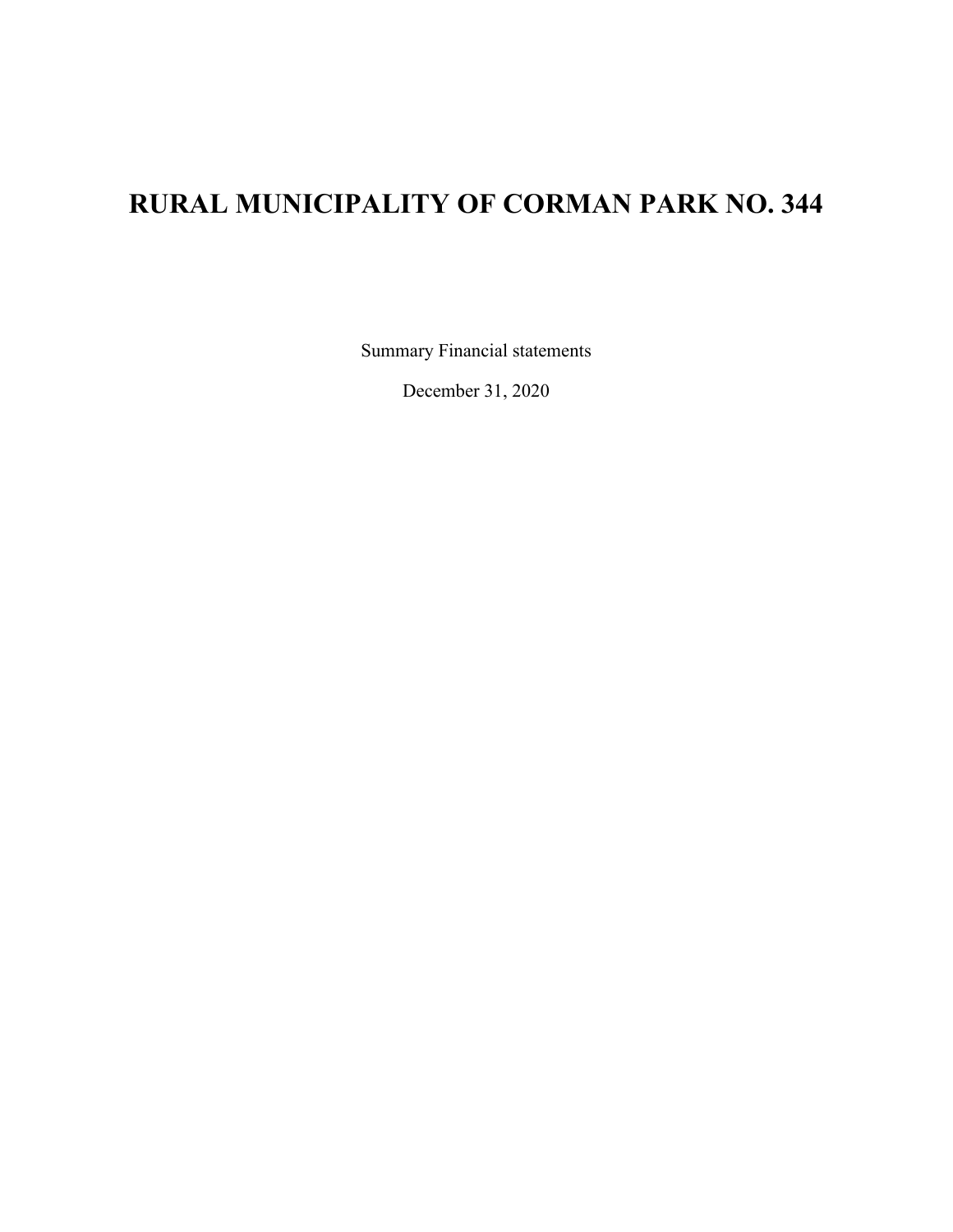# RURAL MUNICIPALITY OF CORMAN PARK NO. 344

Summary Financial statements

December 31, 2020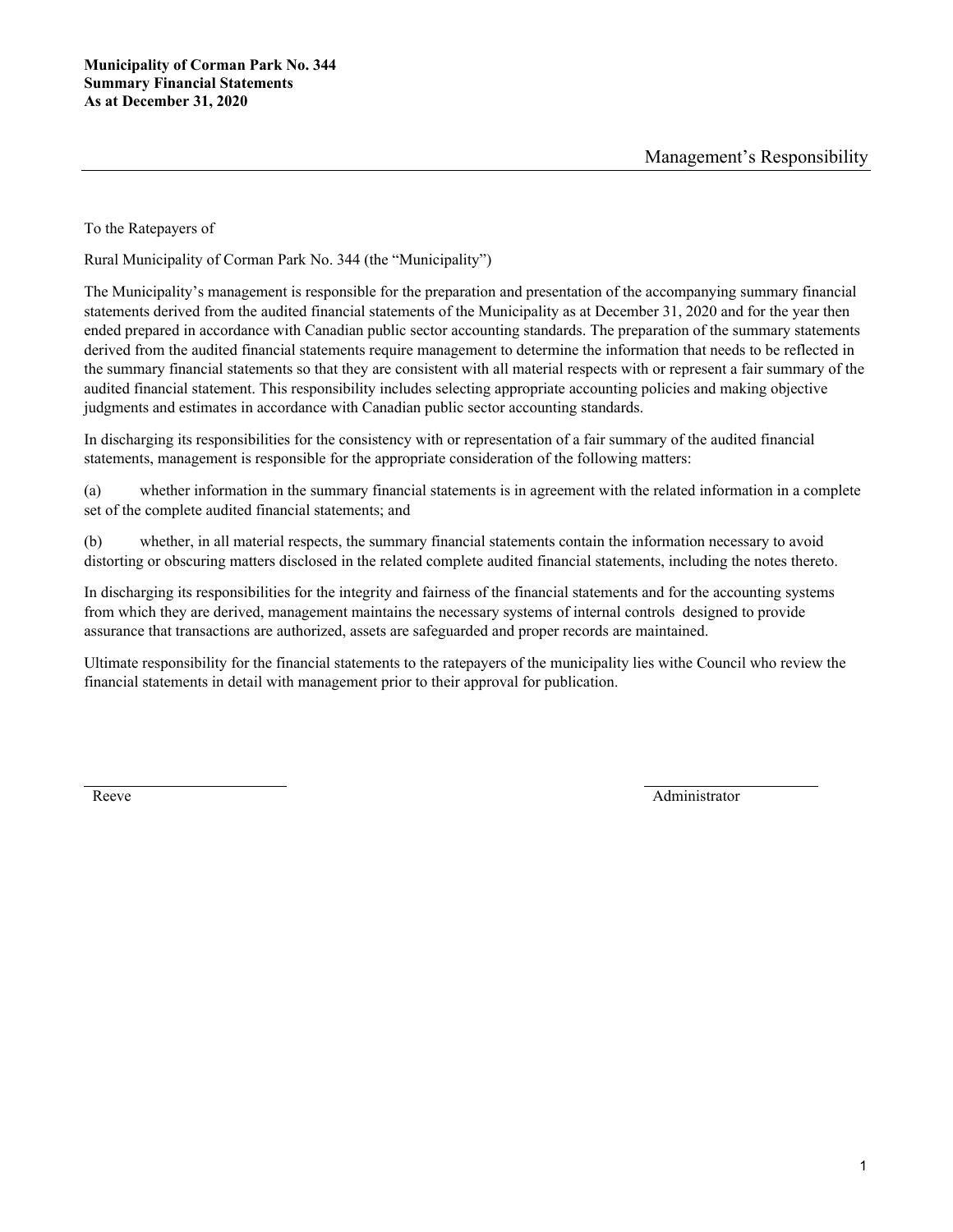**Municipality of Corman Park No. 344**
**Summary Financial Statements**
**As at December 31, 2020**

## Management's Responsibility

To the Ratepayers of

Rural Municipality of Corman Park No. 344 (the "Municipality")

The Municipality's management is responsible for the preparation and presentation of the accompanying summary financial statements derived from the audited financial statements of the Municipality as at December 31, 2020 and for the year then ended prepared in accordance with Canadian public sector accounting standards. The preparation of the summary statements derived from the audited financial statements require management to determine the information that needs to be reflected in the summary financial statements so that they are consistent with all material respects with or represent a fair summary of the audited financial statement. This responsibility includes selecting appropriate accounting policies and making objective judgments and estimates in accordance with Canadian public sector accounting standards.

In discharging its responsibilities for the consistency with or representation of a fair summary of the audited financial statements, management is responsible for the appropriate consideration of the following matters:

(a) whether information in the summary financial statements is in agreement with the related information in a complete set of the complete audited financial statements; and

(b) whether, in all material respects, the summary financial statements contain the information necessary to avoid distorting or obscuring matters disclosed in the related complete audited financial statements, including the notes thereto.

In discharging its responsibilities for the integrity and fairness of the financial statements and for the accounting systems from which they are derived, management maintains the necessary systems of internal controls designed to provide assurance that transactions are authorized, assets are safeguarded and proper records are maintained.

Ultimate responsibility for the financial statements to the ratepayers of the municipality lies withe Council who review the financial statements in detail with management prior to their approval for publication.

Reeve

Administrator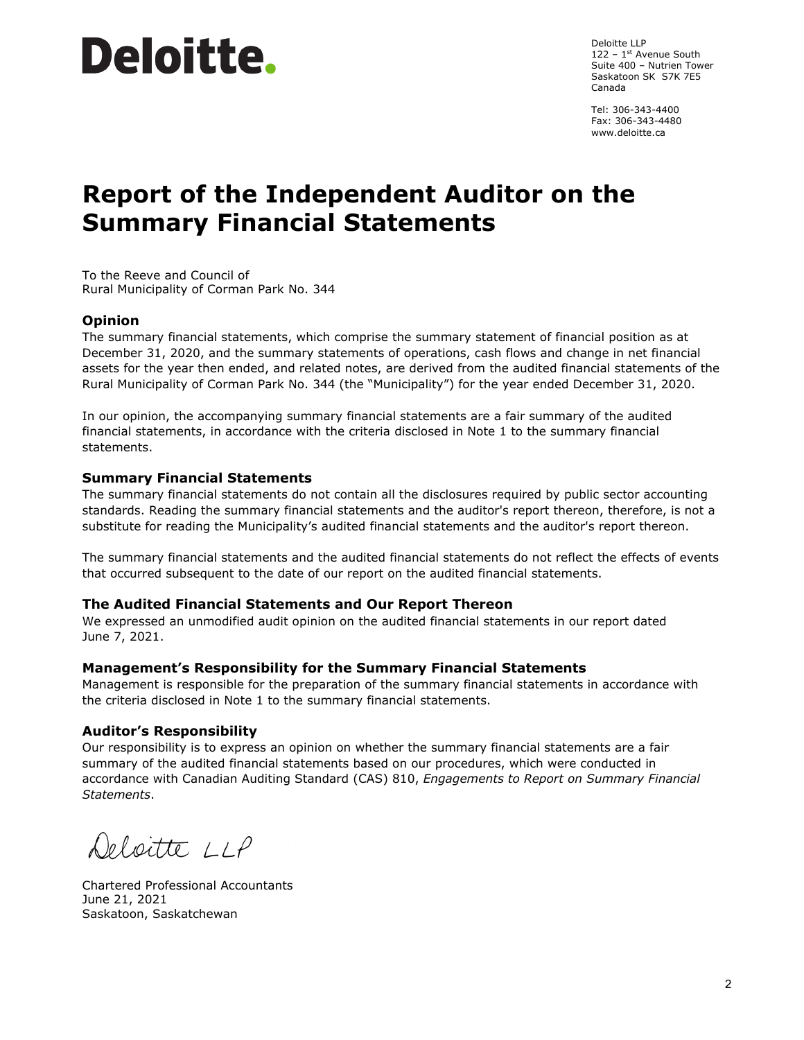# Deloitte.

Deloitte LLP
122 – 1st Avenue South
Suite 400 – Nutrien Tower
Saskatoon SK S7K 7E5
Canada

Tel: 306-343-4400
Fax: 306-343-4480
www.deloitte.ca

# Report of the Independent Auditor on the Summary Financial Statements

To the Reeve and Council of
Rural Municipality of Corman Park No. 344

### Opinion

The summary financial statements, which comprise the summary statement of financial position as at December 31, 2020, and the summary statements of operations, cash flows and change in net financial assets for the year then ended, and related notes, are derived from the audited financial statements of the Rural Municipality of Corman Park No. 344 (the "Municipality") for the year ended December 31, 2020.

In our opinion, the accompanying summary financial statements are a fair summary of the audited financial statements, in accordance with the criteria disclosed in Note 1 to the summary financial statements.

### Summary Financial Statements

The summary financial statements do not contain all the disclosures required by public sector accounting standards. Reading the summary financial statements and the auditor's report thereon, therefore, is not a substitute for reading the Municipality's audited financial statements and the auditor's report thereon.

The summary financial statements and the audited financial statements do not reflect the effects of events that occurred subsequent to the date of our report on the audited financial statements.

### The Audited Financial Statements and Our Report Thereon

We expressed an unmodified audit opinion on the audited financial statements in our report dated June 7, 2021.

### Management's Responsibility for the Summary Financial Statements

Management is responsible for the preparation of the summary financial statements in accordance with the criteria disclosed in Note 1 to the summary financial statements.

### Auditor's Responsibility

Our responsibility is to express an opinion on whether the summary financial statements are a fair summary of the audited financial statements based on our procedures, which were conducted in accordance with Canadian Auditing Standard (CAS) 810, *Engagements to Report on Summary Financial Statements*.

Deloitte LLP

Chartered Professional Accountants
June 21, 2021
Saskatoon, Saskatchewan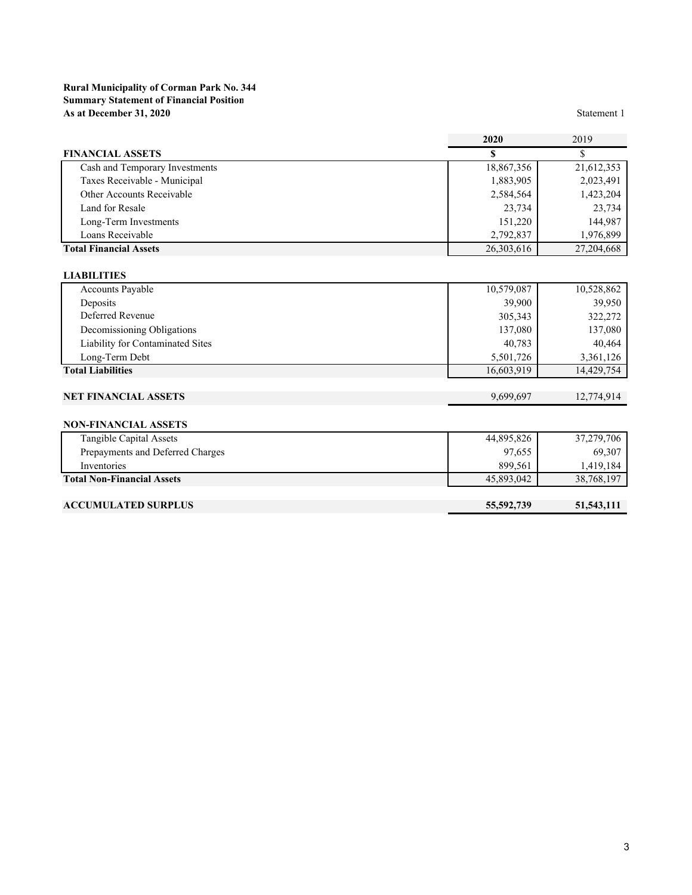**Rural Municipality of Corman Park No. 344**
**Summary Statement of Financial Position**
**As at December 31, 2020**

Statement 1

| | **2020** | 2019 |
|---|---|---|
| **FINANCIAL ASSETS** | **$** | $ |
| Cash and Temporary Investments | 18,867,356 | 21,612,353 |
| Taxes Receivable - Municipal | 1,883,905 | 2,023,491 |
| Other Accounts Receivable | 2,584,564 | 1,423,204 |
| Land for Resale | 23,734 | 23,734 |
| Long-Term Investments | 151,220 | 144,987 |
| Loans Receivable | 2,792,837 | 1,976,899 |
| **Total Financial Assets** | 26,303,616 | 27,204,668 |
| | | |
| **LIABILITIES** | | |
| Accounts Payable | 10,579,087 | 10,528,862 |
| Deposits | 39,900 | 39,950 |
| Deferred Revenue | 305,343 | 322,272 |
| Decomissioning Obligations | 137,080 | 137,080 |
| Liability for Contaminated Sites | 40,783 | 40,464 |
| Long-Term Debt | 5,501,726 | 3,361,126 |
| **Total Liabilities** | 16,603,919 | 14,429,754 |
| | | |
| **NET FINANCIAL ASSETS** | 9,699,697 | 12,774,914 |
| | | |
| **NON-FINANCIAL ASSETS** | | |
| Tangible Capital Assets | 44,895,826 | 37,279,706 |
| Prepayments and Deferred Charges | 97,655 | 69,307 |
| Inventories | 899,561 | 1,419,184 |
| **Total Non-Financial Assets** | 45,893,042 | 38,768,197 |
| | | |
| **ACCUMULATED SURPLUS** | **55,592,739** | **51,543,111** |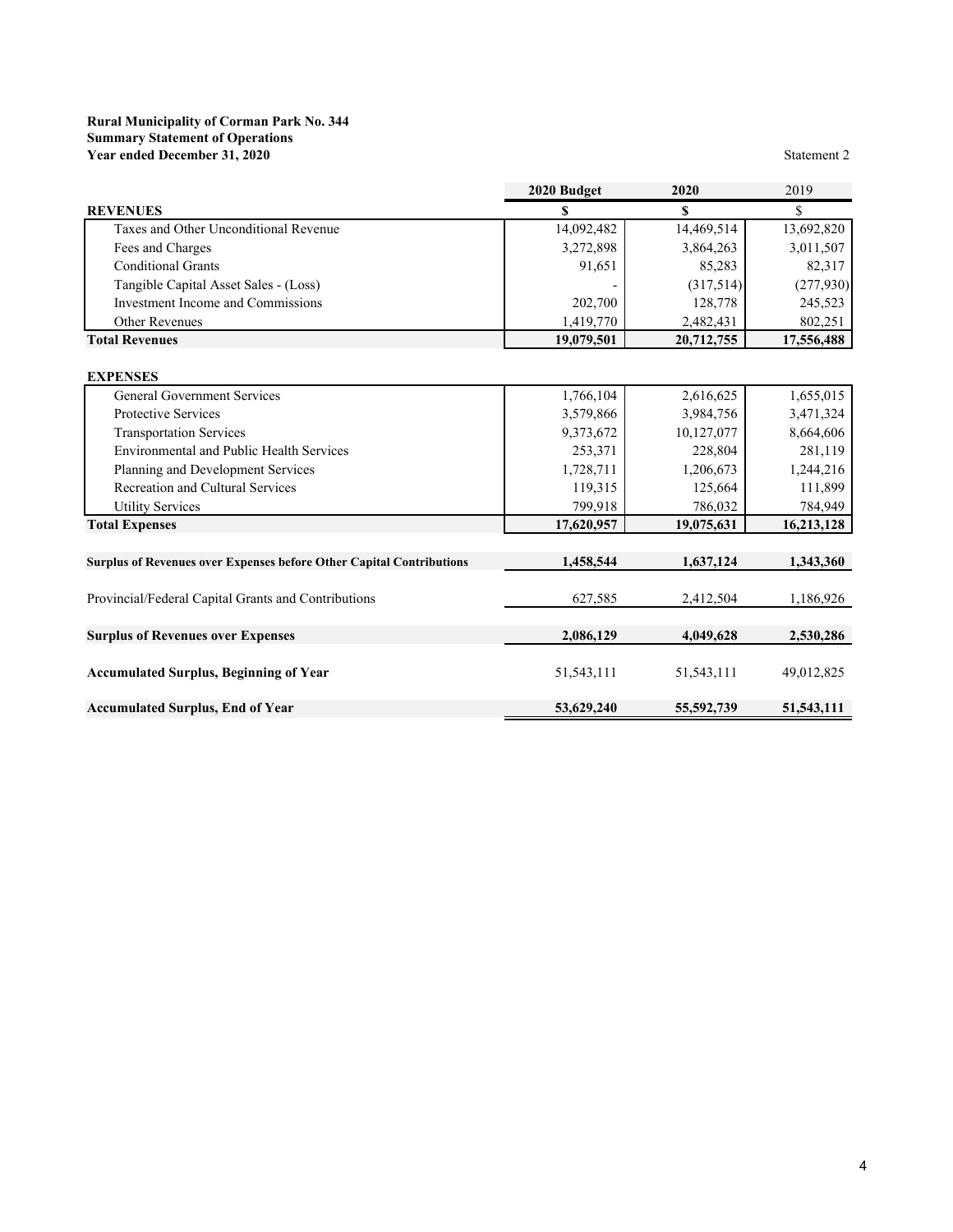**Rural Municipality of Corman Park No. 344**
**Summary Statement of Operations**
**Year ended December 31, 2020**

Statement 2

| | 2020 Budget | 2020 | 2019 |
|---|---|---|---|
| **REVENUES** | **$** | **$** | $ |
| Taxes and Other Unconditional Revenue | 14,092,482 | 14,469,514 | 13,692,820 |
| Fees and Charges | 3,272,898 | 3,864,263 | 3,011,507 |
| Conditional Grants | 91,651 | 85,283 | 82,317 |
| Tangible Capital Asset Sales - (Loss) | - | (317,514) | (277,930) |
| Investment Income and Commissions | 202,700 | 128,778 | 245,523 |
| Other Revenues | 1,419,770 | 2,482,431 | 802,251 |
| **Total Revenues** | **19,079,501** | **20,712,755** | **17,556,488** |
| | | | |
| **EXPENSES** | | | |
| General Government Services | 1,766,104 | 2,616,625 | 1,655,015 |
| Protective Services | 3,579,866 | 3,984,756 | 3,471,324 |
| Transportation Services | 9,373,672 | 10,127,077 | 8,664,606 |
| Environmental and Public Health Services | 253,371 | 228,804 | 281,119 |
| Planning and Development Services | 1,728,711 | 1,206,673 | 1,244,216 |
| Recreation and Cultural Services | 119,315 | 125,664 | 111,899 |
| Utility Services | 799,918 | 786,032 | 784,949 |
| **Total Expenses** | **17,620,957** | **19,075,631** | **16,213,128** |
| | | | |
| **Surplus of Revenues over Expenses before Other Capital Contributions** | **1,458,544** | **1,637,124** | **1,343,360** |
| | | | |
| Provincial/Federal Capital Grants and Contributions | 627,585 | 2,412,504 | 1,186,926 |
| | | | |
| **Surplus of Revenues over Expenses** | **2,086,129** | **4,049,628** | **2,530,286** |
| | | | |
| **Accumulated Surplus, Beginning of Year** | 51,543,111 | 51,543,111 | 49,012,825 |
| | | | |
| **Accumulated Surplus, End of Year** | **53,629,240** | **55,592,739** | **51,543,111** |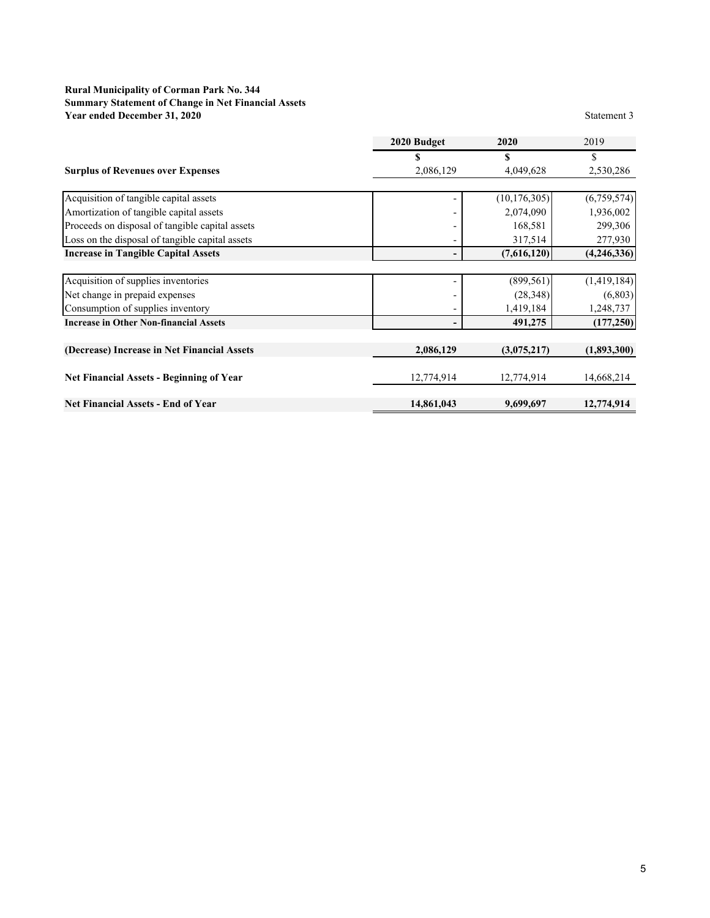**Rural Municipality of Corman Park No. 344**
**Summary Statement of Change in Net Financial Assets**
**Year ended December 31, 2020**

Statement 3

| | 2020 Budget | 2020 | 2019 |
|---|---|---|---|
| | $ | $ | $ |
| **Surplus of Revenues over Expenses** | 2,086,129 | 4,049,628 | 2,530,286 |
| | | | |
| Acquisition of tangible capital assets | - | (10,176,305) | (6,759,574) |
| Amortization of tangible capital assets | - | 2,074,090 | 1,936,002 |
| Proceeds on disposal of tangible capital assets | - | 168,581 | 299,306 |
| Loss on the disposal of tangible capital assets | - | 317,514 | 277,930 |
| **Increase in Tangible Capital Assets** | **-** | **(7,616,120)** | **(4,246,336)** |
| | | | |
| Acquisition of supplies inventories | - | (899,561) | (1,419,184) |
| Net change in prepaid expenses | - | (28,348) | (6,803) |
| Consumption of supplies inventory | - | 1,419,184 | 1,248,737 |
| **Increase in Other Non-financial Assets** | **-** | **491,275** | **(177,250)** |
| | | | |
| **(Decrease) Increase in Net Financial Assets** | **2,086,129** | **(3,075,217)** | **(1,893,300)** |
| | | | |
| **Net Financial Assets - Beginning of Year** | 12,774,914 | 12,774,914 | 14,668,214 |
| | | | |
| **Net Financial Assets - End of Year** | **14,861,043** | **9,699,697** | **12,774,914** |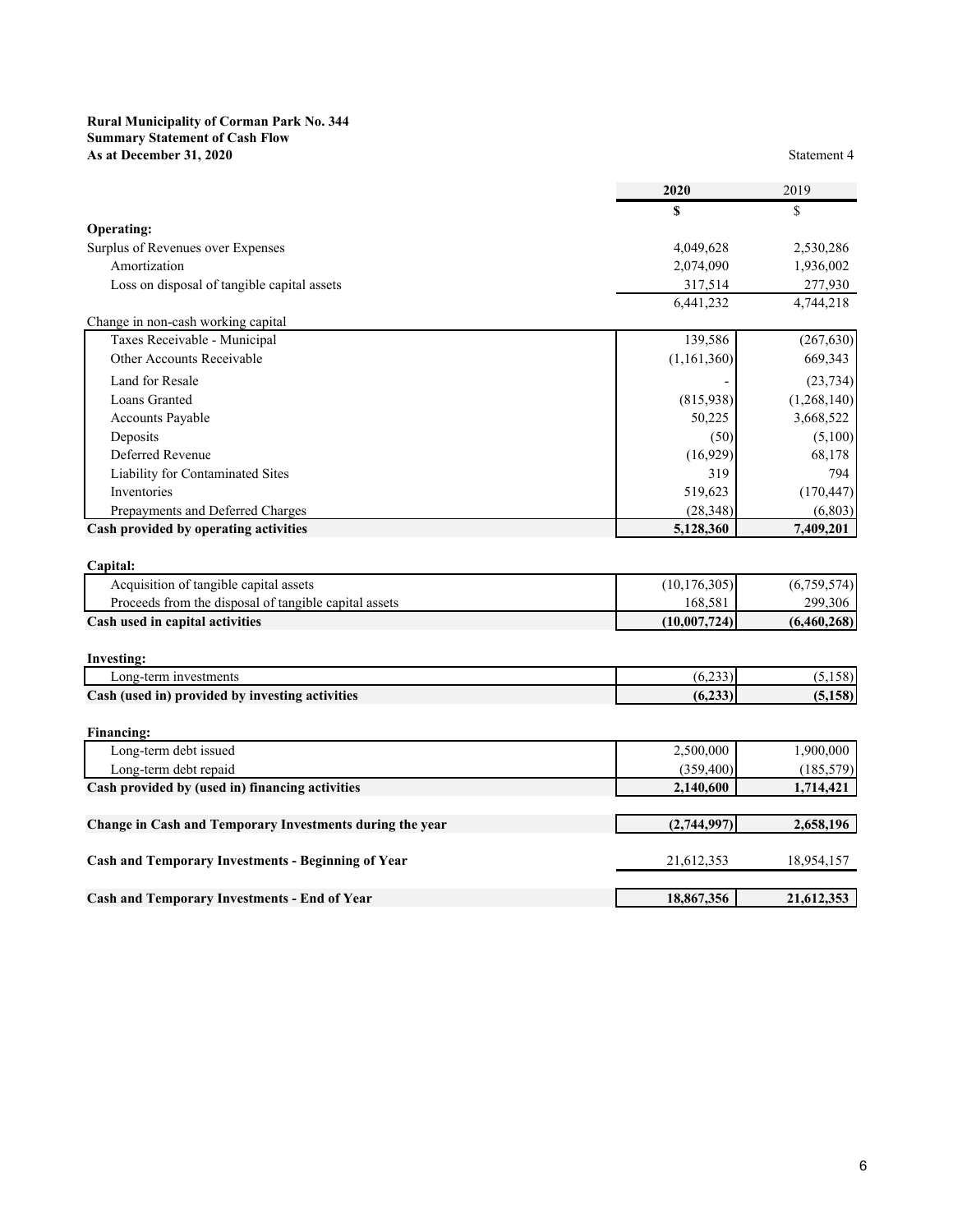**Rural Municipality of Corman Park No. 344**
**Summary Statement of Cash Flow**
**As at December 31, 2020**

Statement 4

| | **2020** | 2019 |
|---|---|---|
| | **$** | $ |
| **Operating:** | | |
| Surplus of Revenues over Expenses | 4,049,628 | 2,530,286 |
| Amortization | 2,074,090 | 1,936,002 |
| Loss on disposal of tangible capital assets | 317,514 | 277,930 |
| | 6,441,232 | 4,744,218 |
| Change in non-cash working capital | | |
| Taxes Receivable - Municipal | 139,586 | (267,630) |
| Other Accounts Receivable | (1,161,360) | 669,343 |
| Land for Resale | - | (23,734) |
| Loans Granted | (815,938) | (1,268,140) |
| Accounts Payable | 50,225 | 3,668,522 |
| Deposits | (50) | (5,100) |
| Deferred Revenue | (16,929) | 68,178 |
| Liability for Contaminated Sites | 319 | 794 |
| Inventories | 519,623 | (170,447) |
| Prepayments and Deferred Charges | (28,348) | (6,803) |
| **Cash provided by operating activities** | **5,128,360** | **7,409,201** |
| | | |
| **Capital:** | | |
| Acquisition of tangible capital assets | (10,176,305) | (6,759,574) |
| Proceeds from the disposal of tangible capital assets | 168,581 | 299,306 |
| **Cash used in capital activities** | **(10,007,724)** | **(6,460,268)** |
| | | |
| **Investing:** | | |
| Long-term investments | (6,233) | (5,158) |
| **Cash (used in) provided by investing activities** | **(6,233)** | **(5,158)** |
| | | |
| **Financing:** | | |
| Long-term debt issued | 2,500,000 | 1,900,000 |
| Long-term debt repaid | (359,400) | (185,579) |
| **Cash provided by (used in) financing activities** | **2,140,600** | **1,714,421** |
| | | |
| **Change in Cash and Temporary Investments during the year** | **(2,744,997)** | **2,658,196** |
| | | |
| **Cash and Temporary Investments - Beginning of Year** | 21,612,353 | 18,954,157 |
| | | |
| **Cash and Temporary Investments - End of Year** | **18,867,356** | **21,612,353** |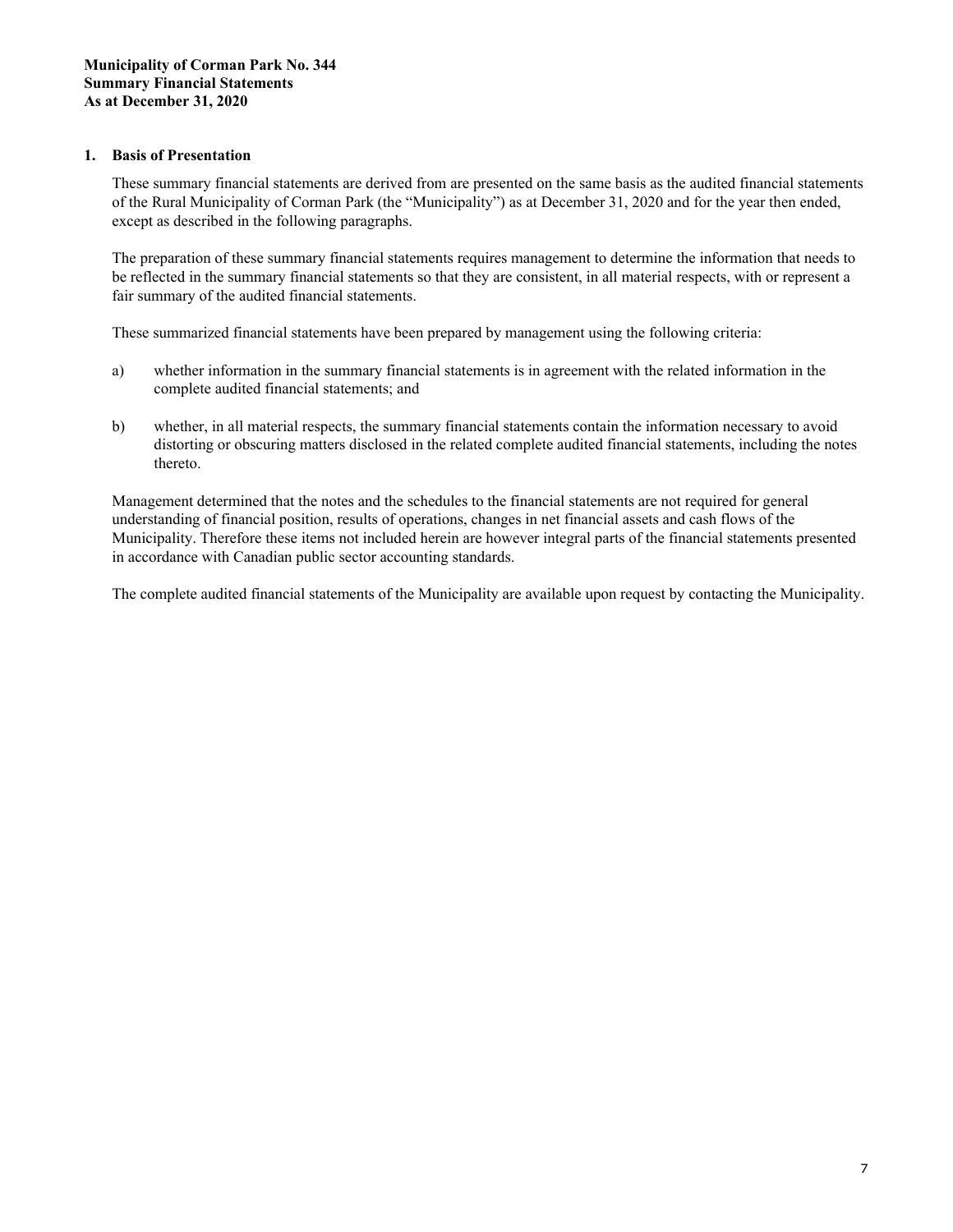**Municipality of Corman Park No. 344**
**Summary Financial Statements**
**As at December 31, 2020**

## 1. Basis of Presentation

These summary financial statements are derived from are presented on the same basis as the audited financial statements of the Rural Municipality of Corman Park (the "Municipality") as at December 31, 2020 and for the year then ended, except as described in the following paragraphs.

The preparation of these summary financial statements requires management to determine the information that needs to be reflected in the summary financial statements so that they are consistent, in all material respects, with or represent a fair summary of the audited financial statements.

These summarized financial statements have been prepared by management using the following criteria:

a) whether information in the summary financial statements is in agreement with the related information in the complete audited financial statements; and

b) whether, in all material respects, the summary financial statements contain the information necessary to avoid distorting or obscuring matters disclosed in the related complete audited financial statements, including the notes thereto.

Management determined that the notes and the schedules to the financial statements are not required for general understanding of financial position, results of operations, changes in net financial assets and cash flows of the Municipality. Therefore these items not included herein are however integral parts of the financial statements presented in accordance with Canadian public sector accounting standards.

The complete audited financial statements of the Municipality are available upon request by contacting the Municipality.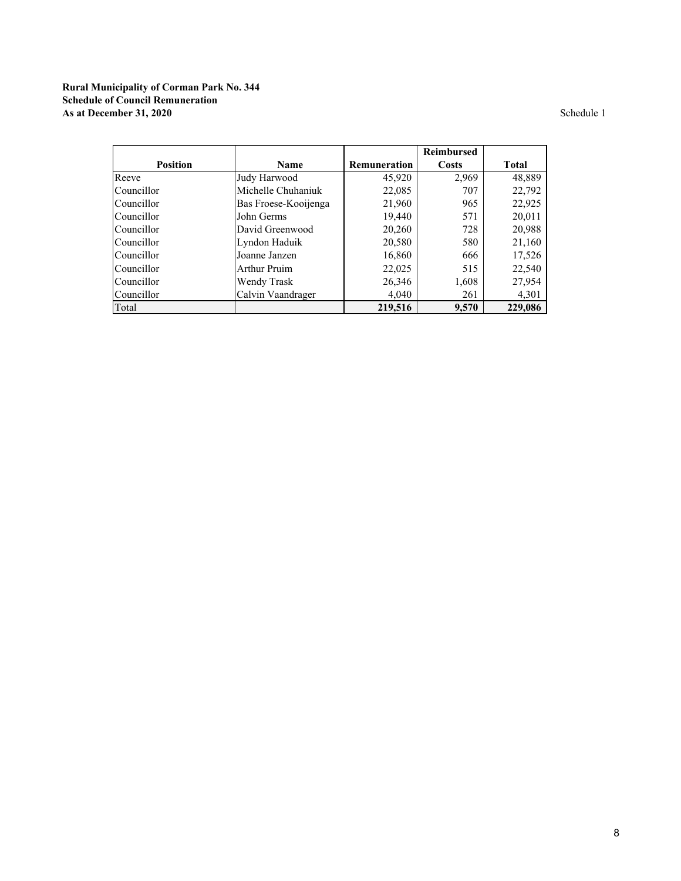**Rural Municipality of Corman Park No. 344**
**Schedule of Council Remuneration**
**As at December 31, 2020**

Schedule 1

| Position | Name | Remuneration | Reimbursed Costs | Total |
|---|---|---|---|---|
| Reeve | Judy Harwood | 45,920 | 2,969 | 48,889 |
| Councillor | Michelle Chuhaniuk | 22,085 | 707 | 22,792 |
| Councillor | Bas Froese-Kooijenga | 21,960 | 965 | 22,925 |
| Councillor | John Germs | 19,440 | 571 | 20,011 |
| Councillor | David Greenwood | 20,260 | 728 | 20,988 |
| Councillor | Lyndon Haduik | 20,580 | 580 | 21,160 |
| Councillor | Joanne Janzen | 16,860 | 666 | 17,526 |
| Councillor | Arthur Pruim | 22,025 | 515 | 22,540 |
| Councillor | Wendy Trask | 26,346 | 1,608 | 27,954 |
| Councillor | Calvin Vaandrager | 4,040 | 261 | 4,301 |
| Total | | **219,516** | **9,570** | **229,086** |